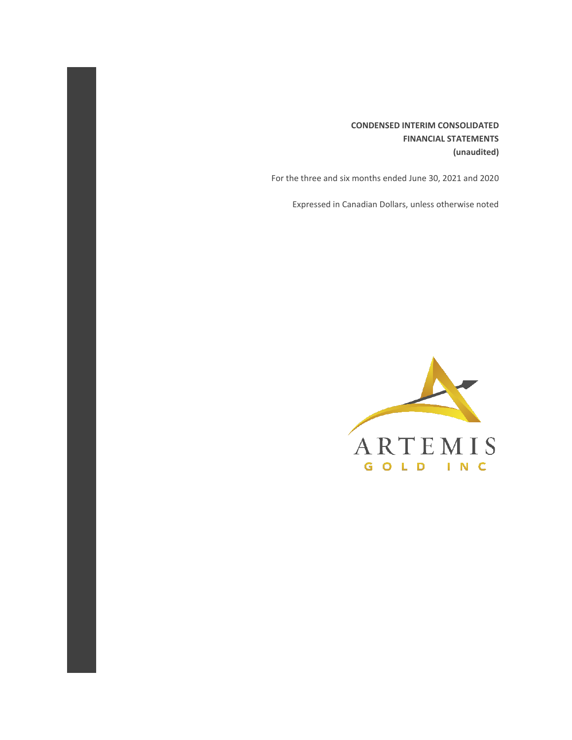**CONDENSED INTERIM CONSOLIDATED FINANCIAL STATEMENTS (unaudited)**

For the three and six months ended June 30, 2021 and 2020

Expressed in Canadian Dollars, unless otherwise noted

ARTEMIS

GOLD INC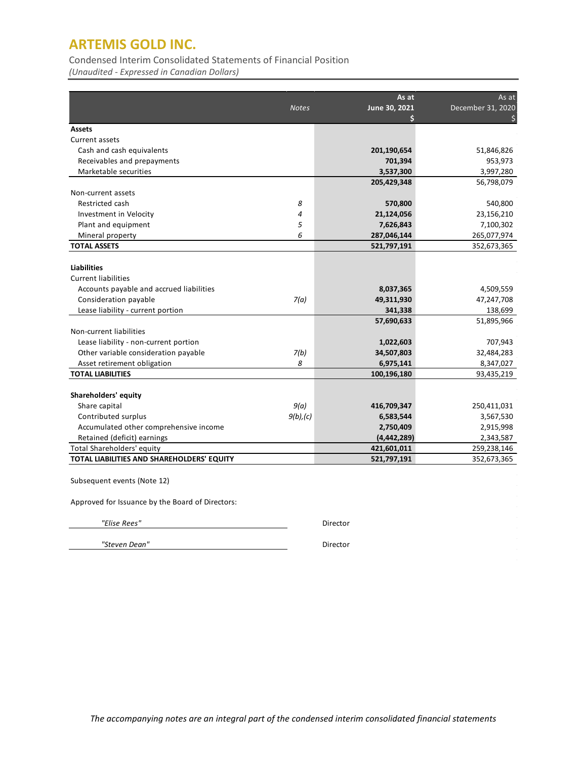# ARTEMIS GOLD INC.

Condensed Interim Consolidated Statements of Financial Position

*(Unaudited - Expressed in Canadian Dollars)*

| | Notes | As at June 30, 2021 $ | As at December 31, 2020 $ |
|---|---|---|---|
| **Assets** | | | |
| Current assets | | | |
| Cash and cash equivalents | | **201,190,654** | 51,846,826 |
| Receivables and prepayments | | **701,394** | 953,973 |
| Marketable securities | | **3,537,300** | 3,997,280 |
| | | **205,429,348** | 56,798,079 |
| Non-current assets | | | |
| Restricted cash | 8 | **570,800** | 540,800 |
| Investment in Velocity | 4 | **21,124,056** | 23,156,210 |
| Plant and equipment | 5 | **7,626,843** | 7,100,302 |
| Mineral property | 6 | **287,046,144** | 265,077,974 |
| **TOTAL ASSETS** | | **521,797,191** | 352,673,365 |
| | | | |
| **Liabilities** | | | |
| Current liabilities | | | |
| Accounts payable and accrued liabilities | | **8,037,365** | 4,509,559 |
| Consideration payable | 7(a) | **49,311,930** | 47,247,708 |
| Lease liability - current portion | | **341,338** | 138,699 |
| | | **57,690,633** | 51,895,966 |
| Non-current liabilities | | | |
| Lease liability - non-current portion | | **1,022,603** | 707,943 |
| Other variable consideration payable | 7(b) | **34,507,803** | 32,484,283 |
| Asset retirement obligation | 8 | **6,975,141** | 8,347,027 |
| **TOTAL LIABILITIES** | | **100,196,180** | 93,435,219 |
| | | | |
| **Shareholders' equity** | | | |
| Share capital | 9(a) | **416,709,347** | 250,411,031 |
| Contributed surplus | 9(b),(c) | **6,583,544** | 3,567,530 |
| Accumulated other comprehensive income | | **2,750,409** | 2,915,998 |
| Retained (deficit) earnings | | **(4,442,289)** | 2,343,587 |
| Total Shareholders' equity | | **421,601,011** | 259,238,146 |
| **TOTAL LIABILITIES AND SHAREHOLDERS' EQUITY** | | **521,797,191** | 352,673,365 |

Subsequent events (Note 12)

Approved for Issuance by the Board of Directors:

*"Elise Rees"* Director

*"Steven Dean"* Director

*The accompanying notes are an integral part of the condensed interim consolidated financial statements*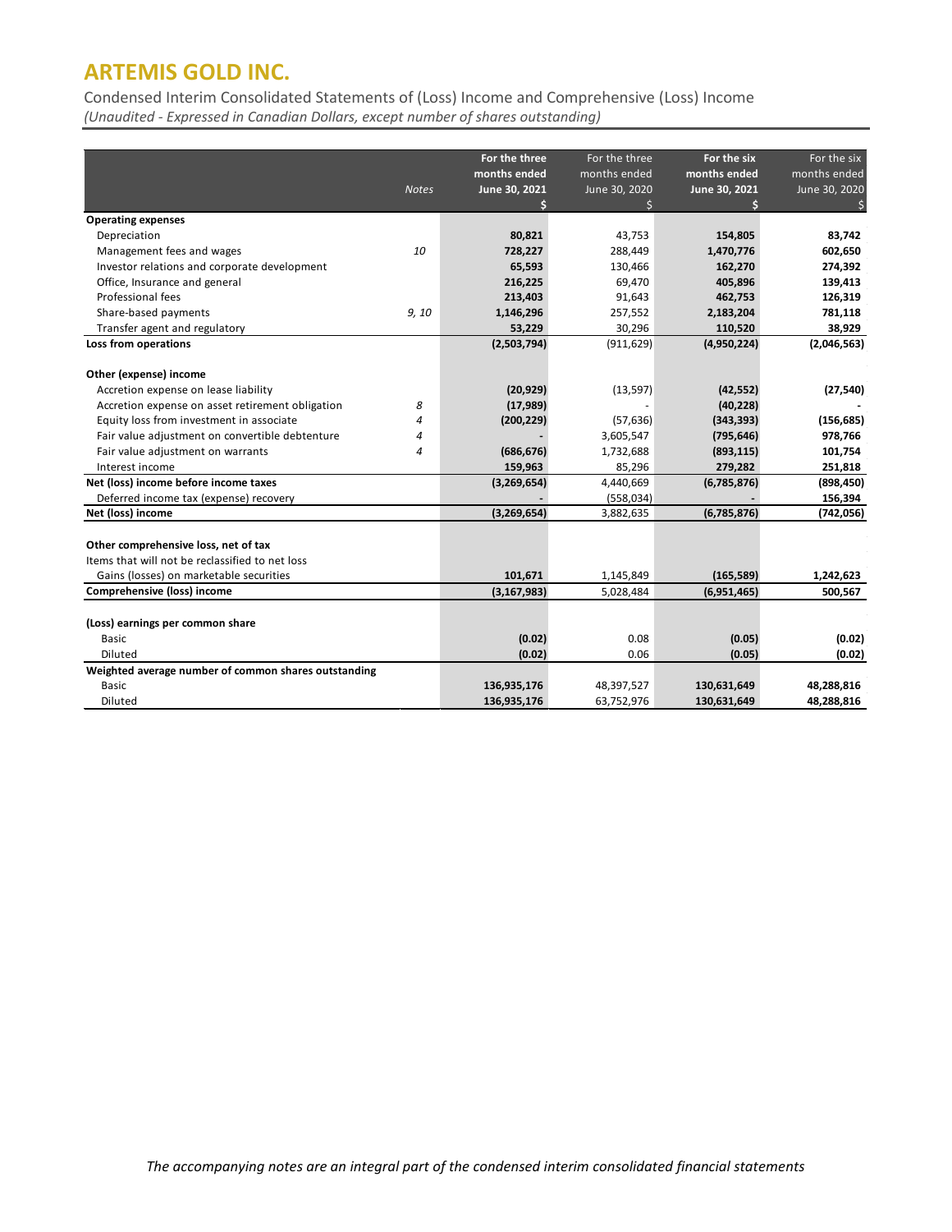# ARTEMIS GOLD INC.

Condensed Interim Consolidated Statements of (Loss) Income and Comprehensive (Loss) Income

*(Unaudited - Expressed in Canadian Dollars, except number of shares outstanding)*

| | Notes | **For the three months ended June 30, 2021 $** | For the three months ended June 30, 2020 $ | **For the six months ended June 30, 2021 $** | For the six months ended June 30, 2020 $ |
|---|---|---|---|---|---|
| **Operating expenses** | | | | | |
| Depreciation | | **80,821** | 43,753 | **154,805** | **83,742** |
| Management fees and wages | *10* | **728,227** | 288,449 | **1,470,776** | **602,650** |
| Investor relations and corporate development | | **65,593** | 130,466 | **162,270** | **274,392** |
| Office, Insurance and general | | **216,225** | 69,470 | **405,896** | **139,413** |
| Professional fees | | **213,403** | 91,643 | **462,753** | **126,319** |
| Share-based payments | *9, 10* | **1,146,296** | 257,552 | **2,183,204** | **781,118** |
| Transfer agent and regulatory | | **53,229** | 30,296 | **110,520** | **38,929** |
| **Loss from operations** | | **(2,503,794)** | (911,629) | **(4,950,224)** | **(2,046,563)** |
| **Other (expense) income** | | | | | |
| Accretion expense on lease liability | | **(20,929)** | (13,597) | **(42,552)** | **(27,540)** |
| Accretion expense on asset retirement obligation | *8* | **(17,989)** | - | **(40,228)** | **-** |
| Equity loss from investment in associate | *4* | **(200,229)** | (57,636) | **(343,393)** | **(156,685)** |
| Fair value adjustment on convertible debtenture | *4* | **-** | 3,605,547 | **(795,646)** | **978,766** |
| Fair value adjustment on warrants | *4* | **(686,676)** | 1,732,688 | **(893,115)** | **101,754** |
| Interest income | | **159,963** | 85,296 | **279,282** | **251,818** |
| **Net (loss) income before income taxes** | | **(3,269,654)** | 4,440,669 | **(6,785,876)** | **(898,450)** |
| Deferred income tax (expense) recovery | | **-** | (558,034) | **-** | **156,394** |
| **Net (loss) income** | | **(3,269,654)** | 3,882,635 | **(6,785,876)** | **(742,056)** |
| **Other comprehensive loss, net of tax** | | | | | |
| Items that will not be reclassified to net loss | | | | | |
| Gains (losses) on marketable securities | | **101,671** | 1,145,849 | **(165,589)** | **1,242,623** |
| **Comprehensive (loss) income** | | **(3,167,983)** | 5,028,484 | **(6,951,465)** | **500,567** |
| **(Loss) earnings per common share** | | | | | |
| Basic | | **(0.02)** | 0.08 | **(0.05)** | **(0.02)** |
| Diluted | | **(0.02)** | 0.06 | **(0.05)** | **(0.02)** |
| **Weighted average number of common shares outstanding** | | | | | |
| Basic | | **136,935,176** | 48,397,527 | **130,631,649** | **48,288,816** |
| Diluted | | **136,935,176** | 63,752,976 | **130,631,649** | **48,288,816** |

*The accompanying notes are an integral part of the condensed interim consolidated financial statements*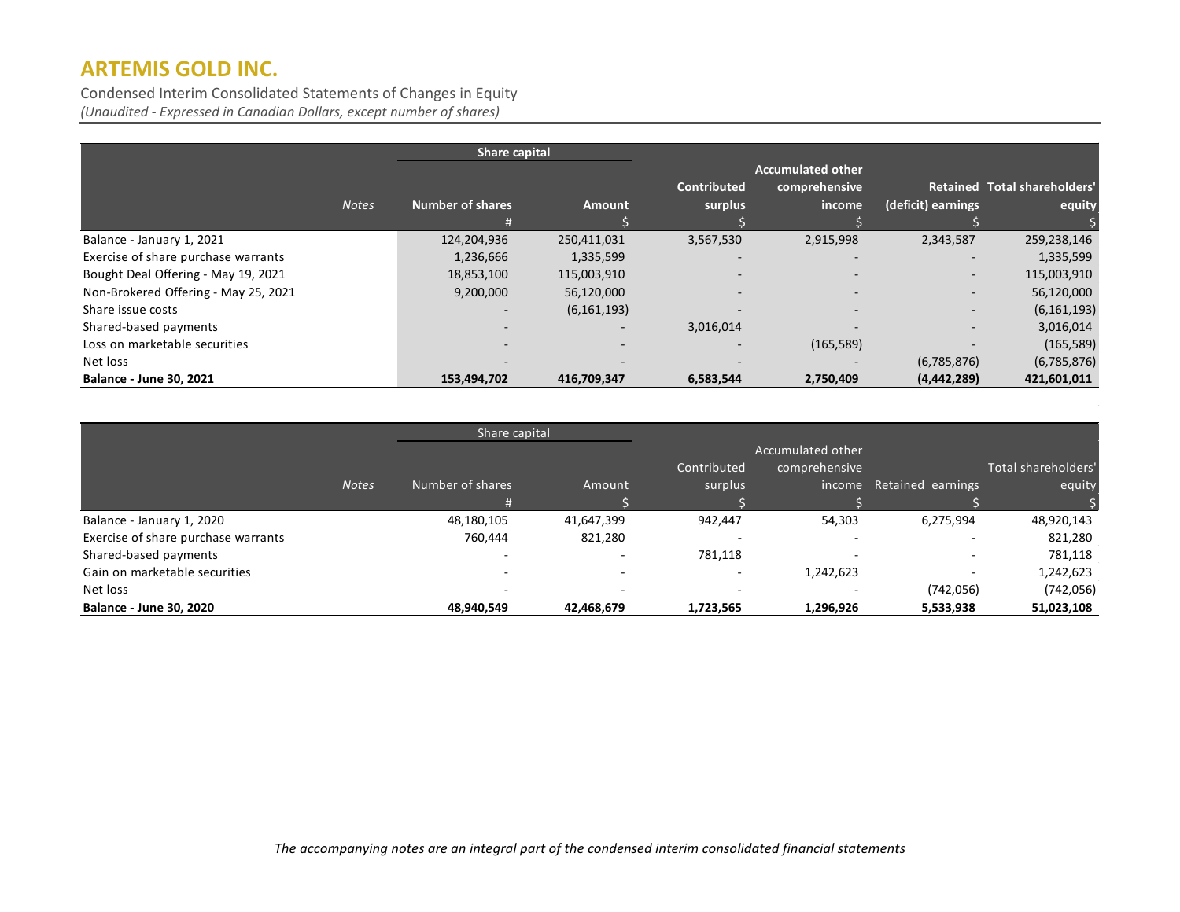# ARTEMIS GOLD INC.

Condensed Interim Consolidated Statements of Changes in Equity

*(Unaudited - Expressed in Canadian Dollars, except number of shares)*

| | Notes | Share capital | | | | | |
|---|---|---|---|---|---|---|---|
| | | Number of shares | Amount | Contributed surplus | Accumulated other comprehensive income | Retained (deficit) earnings | Total shareholders' equity |
| | | # | $ | $ | $ | $ | $ |
| Balance - January 1, 2021 | | 124,204,936 | 250,411,031 | 3,567,530 | 2,915,998 | 2,343,587 | 259,238,146 |
| Exercise of share purchase warrants | | 1,236,666 | 1,335,599 | - | - | - | 1,335,599 |
| Bought Deal Offering - May 19, 2021 | | 18,853,100 | 115,003,910 | - | - | - | 115,003,910 |
| Non-Brokered Offering - May 25, 2021 | | 9,200,000 | 56,120,000 | - | - | - | 56,120,000 |
| Share issue costs | | - | (6,161,193) | - | - | - | (6,161,193) |
| Shared-based payments | | - | - | 3,016,014 | - | - | 3,016,014 |
| Loss on marketable securities | | - | - | - | (165,589) | - | (165,589) |
| Net loss | | - | - | - | - | (6,785,876) | (6,785,876) |
| **Balance - June 30, 2021** | | **153,494,702** | **416,709,347** | **6,583,544** | **2,750,409** | **(4,442,289)** | **421,601,011** |

| | Notes | Share capital | | | | | |
|---|---|---|---|---|---|---|---|
| | | Number of shares | Amount | Contributed surplus | Accumulated other comprehensive income | Retained earnings | Total shareholders' equity |
| | | # | $ | $ | $ | $ | $ |
| Balance - January 1, 2020 | | 48,180,105 | 41,647,399 | 942,447 | 54,303 | 6,275,994 | 48,920,143 |
| Exercise of share purchase warrants | | 760,444 | 821,280 | - | - | - | 821,280 |
| Shared-based payments | | - | - | 781,118 | - | - | 781,118 |
| Gain on marketable securities | | - | - | - | 1,242,623 | - | 1,242,623 |
| Net loss | | - | - | - | - | (742,056) | (742,056) |
| **Balance - June 30, 2020** | | **48,940,549** | **42,468,679** | **1,723,565** | **1,296,926** | **5,533,938** | **51,023,108** |

*The accompanying notes are an integral part of the condensed interim consolidated financial statements*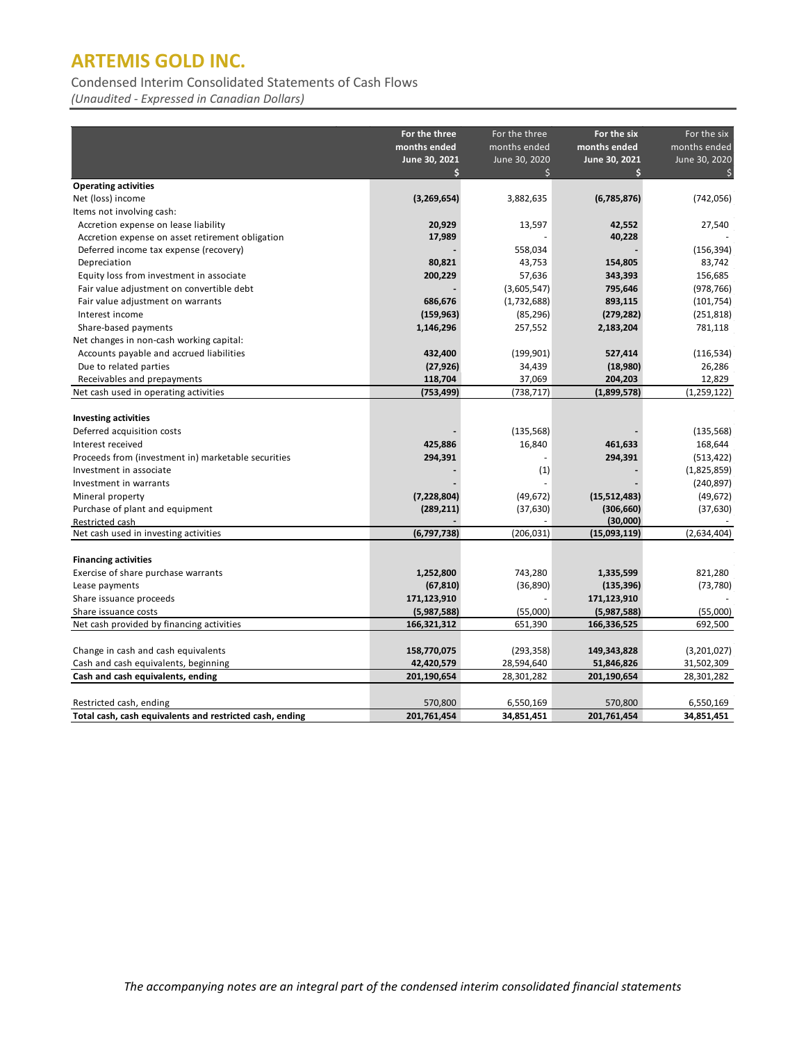# ARTEMIS GOLD INC.

Condensed Interim Consolidated Statements of Cash Flows

*(Unaudited - Expressed in Canadian Dollars)*

| | For the three months ended June 30, 2021 $ | For the three months ended June 30, 2020 $ | For the six months ended June 30, 2021 $ | For the six months ended June 30, 2020 $ |
|---|---|---|---|---|
| **Operating activities** | | | | |
| Net (loss) income | **(3,269,654)** | 3,882,635 | **(6,785,876)** | (742,056) |
| Items not involving cash: | | | | |
| Accretion expense on lease liability | **20,929** | 13,597 | **42,552** | 27,540 |
| Accretion expense on asset retirement obligation | **17,989** | - | **40,228** | - |
| Deferred income tax expense (recovery) | **-** | 558,034 | **-** | (156,394) |
| Depreciation | **80,821** | 43,753 | **154,805** | 83,742 |
| Equity loss from investment in associate | **200,229** | 57,636 | **343,393** | 156,685 |
| Fair value adjustment on convertible debt | **-** | (3,605,547) | **795,646** | (978,766) |
| Fair value adjustment on warrants | **686,676** | (1,732,688) | **893,115** | (101,754) |
| Interest income | **(159,963)** | (85,296) | **(279,282)** | (251,818) |
| Share-based payments | **1,146,296** | 257,552 | **2,183,204** | 781,118 |
| Net changes in non-cash working capital: | | | | |
| Accounts payable and accrued liabilities | **432,400** | (199,901) | **527,414** | (116,534) |
| Due to related parties | **(27,926)** | 34,439 | **(18,980)** | 26,286 |
| Receivables and prepayments | **118,704** | 37,069 | **204,203** | 12,829 |
| Net cash used in operating activities | **(753,499)** | (738,717) | **(1,899,578)** | (1,259,122) |
| **Investing activities** | | | | |
| Deferred acquisition costs | **-** | (135,568) | **-** | (135,568) |
| Interest received | **425,886** | 16,840 | **461,633** | 168,644 |
| Proceeds from (investment in) marketable securities | **294,391** | - | **294,391** | (513,422) |
| Investment in associate | **-** | (1) | **-** | (1,825,859) |
| Investment in warrants | **-** | - | **-** | (240,897) |
| Mineral property | **(7,228,804)** | (49,672) | **(15,512,483)** | (49,672) |
| Purchase of plant and equipment | **(289,211)** | (37,630) | **(306,660)** | (37,630) |
| Restricted cash | **-** | - | **(30,000)** | - |
| Net cash used in investing activities | **(6,797,738)** | (206,031) | **(15,093,119)** | (2,634,404) |
| **Financing activities** | | | | |
| Exercise of share purchase warrants | **1,252,800** | 743,280 | **1,335,599** | 821,280 |
| Lease payments | **(67,810)** | (36,890) | **(135,396)** | (73,780) |
| Share issuance proceeds | **171,123,910** | - | **171,123,910** | - |
| Share issuance costs | **(5,987,588)** | (55,000) | **(5,987,588)** | (55,000) |
| Net cash provided by financing activities | **166,321,312** | 651,390 | **166,336,525** | 692,500 |
| Change in cash and cash equivalents | **158,770,075** | (293,358) | **149,343,828** | (3,201,027) |
| Cash and cash equivalents, beginning | **42,420,579** | 28,594,640 | **51,846,826** | 31,502,309 |
| **Cash and cash equivalents, ending** | **201,190,654** | 28,301,282 | **201,190,654** | 28,301,282 |
| Restricted cash, ending | 570,800 | 6,550,169 | 570,800 | 6,550,169 |
| **Total cash, cash equivalents and restricted cash, ending** | **201,761,454** | **34,851,451** | **201,761,454** | **34,851,451** |

*The accompanying notes are an integral part of the condensed interim consolidated financial statements*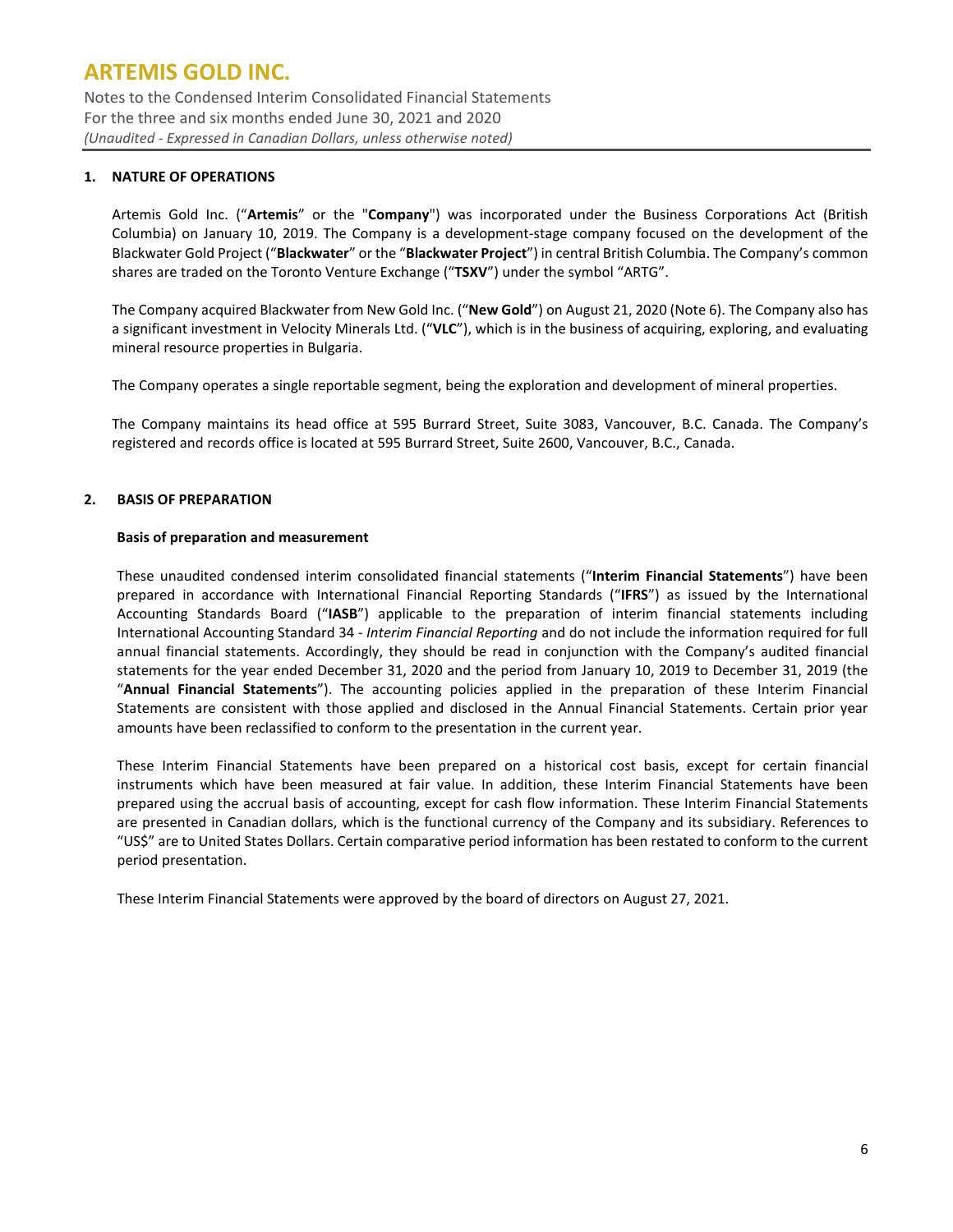## 1. NATURE OF OPERATIONS

Artemis Gold Inc. ("**Artemis**" or the "**Company**") was incorporated under the Business Corporations Act (British Columbia) on January 10, 2019. The Company is a development-stage company focused on the development of the Blackwater Gold Project ("**Blackwater**" or the "**Blackwater Project**") in central British Columbia. The Company's common shares are traded on the Toronto Venture Exchange ("**TSXV**") under the symbol "ARTG".

The Company acquired Blackwater from New Gold Inc. ("**New Gold**") on August 21, 2020 (Note 6). The Company also has a significant investment in Velocity Minerals Ltd. ("**VLC**"), which is in the business of acquiring, exploring, and evaluating mineral resource properties in Bulgaria.

The Company operates a single reportable segment, being the exploration and development of mineral properties.

The Company maintains its head office at 595 Burrard Street, Suite 3083, Vancouver, B.C. Canada. The Company's registered and records office is located at 595 Burrard Street, Suite 2600, Vancouver, B.C., Canada.

## 2. BASIS OF PREPARATION

### Basis of preparation and measurement

These unaudited condensed interim consolidated financial statements ("**Interim Financial Statements**") have been prepared in accordance with International Financial Reporting Standards ("**IFRS**") as issued by the International Accounting Standards Board ("**IASB**") applicable to the preparation of interim financial statements including International Accounting Standard 34 - *Interim Financial Reporting* and do not include the information required for full annual financial statements. Accordingly, they should be read in conjunction with the Company's audited financial statements for the year ended December 31, 2020 and the period from January 10, 2019 to December 31, 2019 (the "**Annual Financial Statements**"). The accounting policies applied in the preparation of these Interim Financial Statements are consistent with those applied and disclosed in the Annual Financial Statements. Certain prior year amounts have been reclassified to conform to the presentation in the current year.

These Interim Financial Statements have been prepared on a historical cost basis, except for certain financial instruments which have been measured at fair value. In addition, these Interim Financial Statements have been prepared using the accrual basis of accounting, except for cash flow information. These Interim Financial Statements are presented in Canadian dollars, which is the functional currency of the Company and its subsidiary. References to "US$" are to United States Dollars. Certain comparative period information has been restated to conform to the current period presentation.

These Interim Financial Statements were approved by the board of directors on August 27, 2021.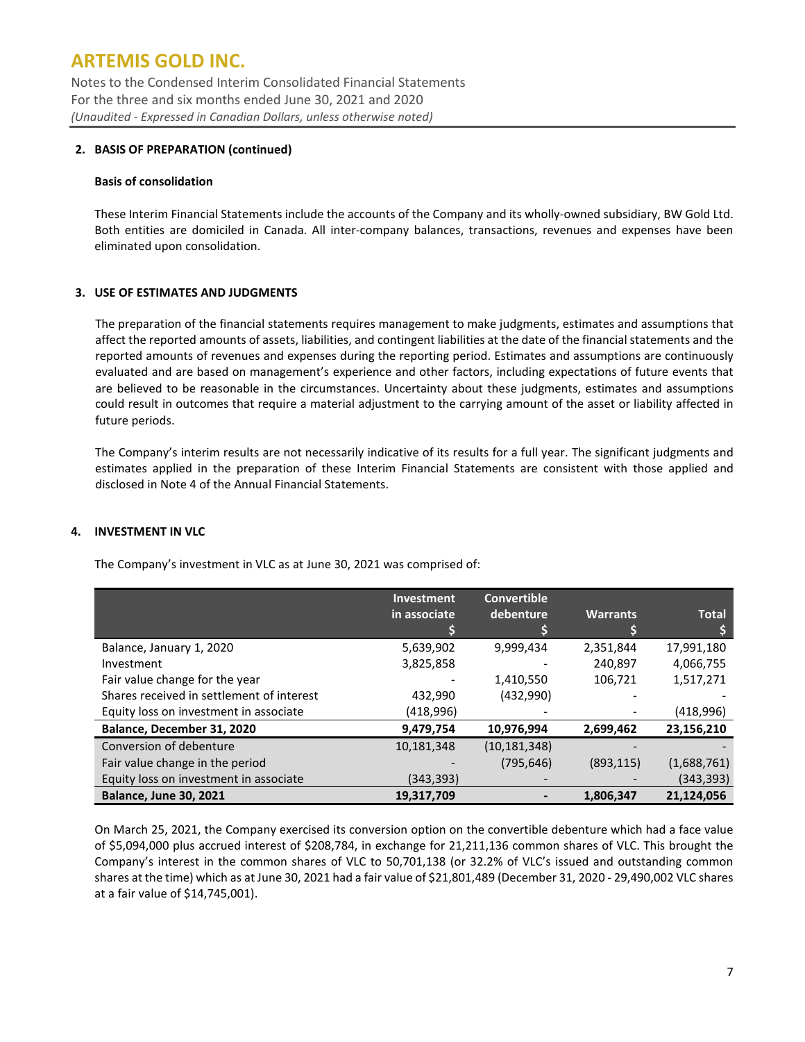## 2. BASIS OF PREPARATION (continued)

### Basis of consolidation

These Interim Financial Statements include the accounts of the Company and its wholly-owned subsidiary, BW Gold Ltd. Both entities are domiciled in Canada. All inter-company balances, transactions, revenues and expenses have been eliminated upon consolidation.

## 3. USE OF ESTIMATES AND JUDGMENTS

The preparation of the financial statements requires management to make judgments, estimates and assumptions that affect the reported amounts of assets, liabilities, and contingent liabilities at the date of the financial statements and the reported amounts of revenues and expenses during the reporting period. Estimates and assumptions are continuously evaluated and are based on management's experience and other factors, including expectations of future events that are believed to be reasonable in the circumstances. Uncertainty about these judgments, estimates and assumptions could result in outcomes that require a material adjustment to the carrying amount of the asset or liability affected in future periods.

The Company's interim results are not necessarily indicative of its results for a full year. The significant judgments and estimates applied in the preparation of these Interim Financial Statements are consistent with those applied and disclosed in Note 4 of the Annual Financial Statements.

## 4. INVESTMENT IN VLC

The Company's investment in VLC as at June 30, 2021 was comprised of:

| | Investment in associate $ | Convertible debenture $ | Warrants $ | Total $ |
|---|---|---|---|---|
| Balance, January 1, 2020 | 5,639,902 | 9,999,434 | 2,351,844 | 17,991,180 |
| Investment | 3,825,858 | - | 240,897 | 4,066,755 |
| Fair value change for the year | - | 1,410,550 | 106,721 | 1,517,271 |
| Shares received in settlement of interest | 432,990 | (432,990) | - | - |
| Equity loss on investment in associate | (418,996) | - | - | (418,996) |
| **Balance, December 31, 2020** | **9,479,754** | **10,976,994** | **2,699,462** | **23,156,210** |
| Conversion of debenture | 10,181,348 | (10,181,348) | - | - |
| Fair value change in the period | - | (795,646) | (893,115) | (1,688,761) |
| Equity loss on investment in associate | (343,393) | - | - | (343,393) |
| **Balance, June 30, 2021** | **19,317,709** | **-** | **1,806,347** | **21,124,056** |

On March 25, 2021, the Company exercised its conversion option on the convertible debenture which had a face value of $5,094,000 plus accrued interest of $208,784, in exchange for 21,211,136 common shares of VLC. This brought the Company's interest in the common shares of VLC to 50,701,138 (or 32.2% of VLC's issued and outstanding common shares at the time) which as at June 30, 2021 had a fair value of $21,801,489 (December 31, 2020 - 29,490,002 VLC shares at a fair value of $14,745,001).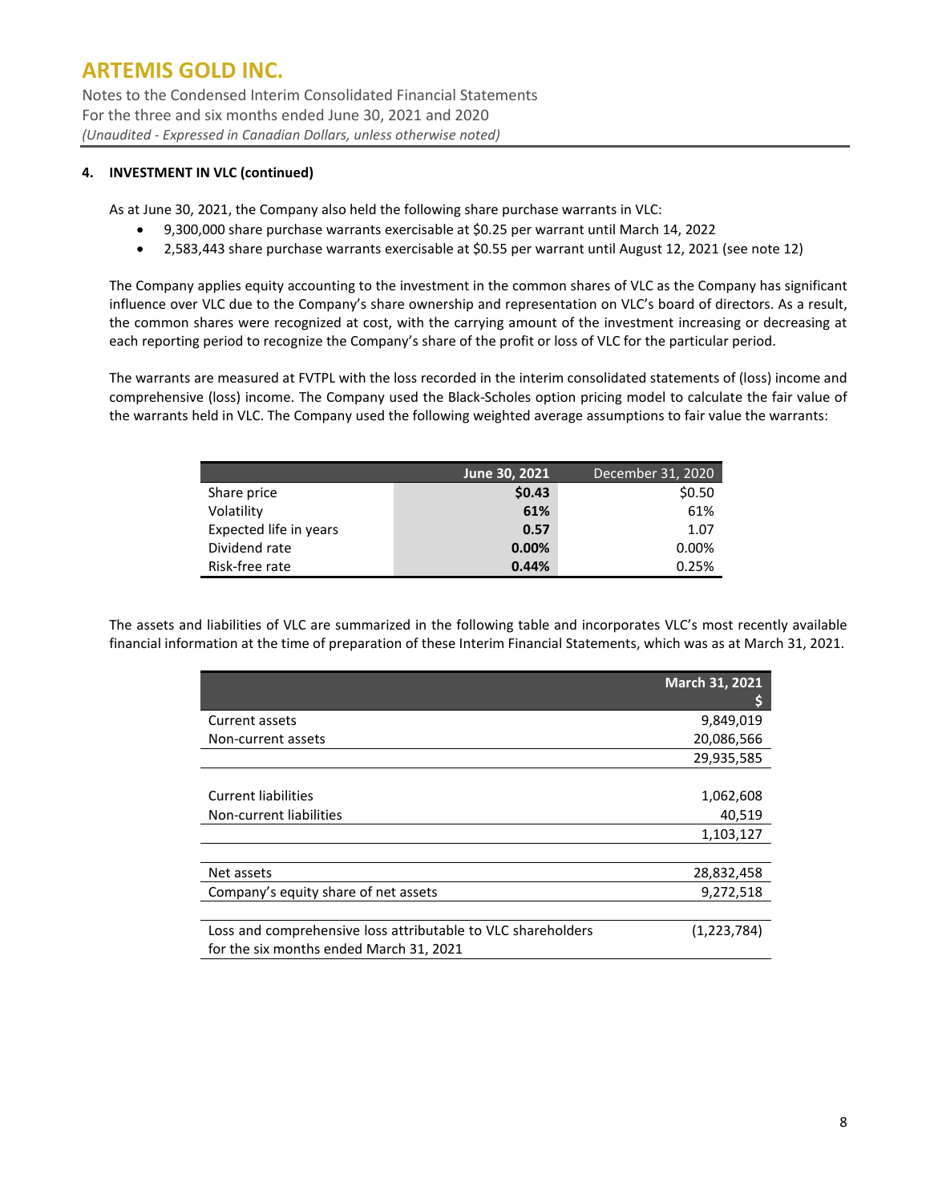## 4. INVESTMENT IN VLC (continued)

As at June 30, 2021, the Company also held the following share purchase warrants in VLC:

- 9,300,000 share purchase warrants exercisable at $0.25 per warrant until March 14, 2022
- 2,583,443 share purchase warrants exercisable at $0.55 per warrant until August 12, 2021 (see note 12)

The Company applies equity accounting to the investment in the common shares of VLC as the Company has significant influence over VLC due to the Company's share ownership and representation on VLC's board of directors. As a result, the common shares were recognized at cost, with the carrying amount of the investment increasing or decreasing at each reporting period to recognize the Company's share of the profit or loss of VLC for the particular period.

The warrants are measured at FVTPL with the loss recorded in the interim consolidated statements of (loss) income and comprehensive (loss) income. The Company used the Black-Scholes option pricing model to calculate the fair value of the warrants held in VLC. The Company used the following weighted average assumptions to fair value the warrants:

| | **June 30, 2021** | December 31, 2020 |
|---|---|---|
| Share price | **$0.43** | $0.50 |
| Volatility | **61%** | 61% |
| Expected life in years | **0.57** | 1.07 |
| Dividend rate | **0.00%** | 0.00% |
| Risk-free rate | **0.44%** | 0.25% |

The assets and liabilities of VLC are summarized in the following table and incorporates VLC's most recently available financial information at the time of preparation of these Interim Financial Statements, which was as at March 31, 2021.

| | **March 31, 2021 $** |
|---|---|
| Current assets | 9,849,019 |
| Non-current assets | 20,086,566 |
| | 29,935,585 |
| | |
| Current liabilities | 1,062,608 |
| Non-current liabilities | 40,519 |
| | 1,103,127 |
| | |
| Net assets | 28,832,458 |
| Company's equity share of net assets | 9,272,518 |
| | |
| Loss and comprehensive loss attributable to VLC shareholders for the six months ended March 31, 2021 | (1,223,784) |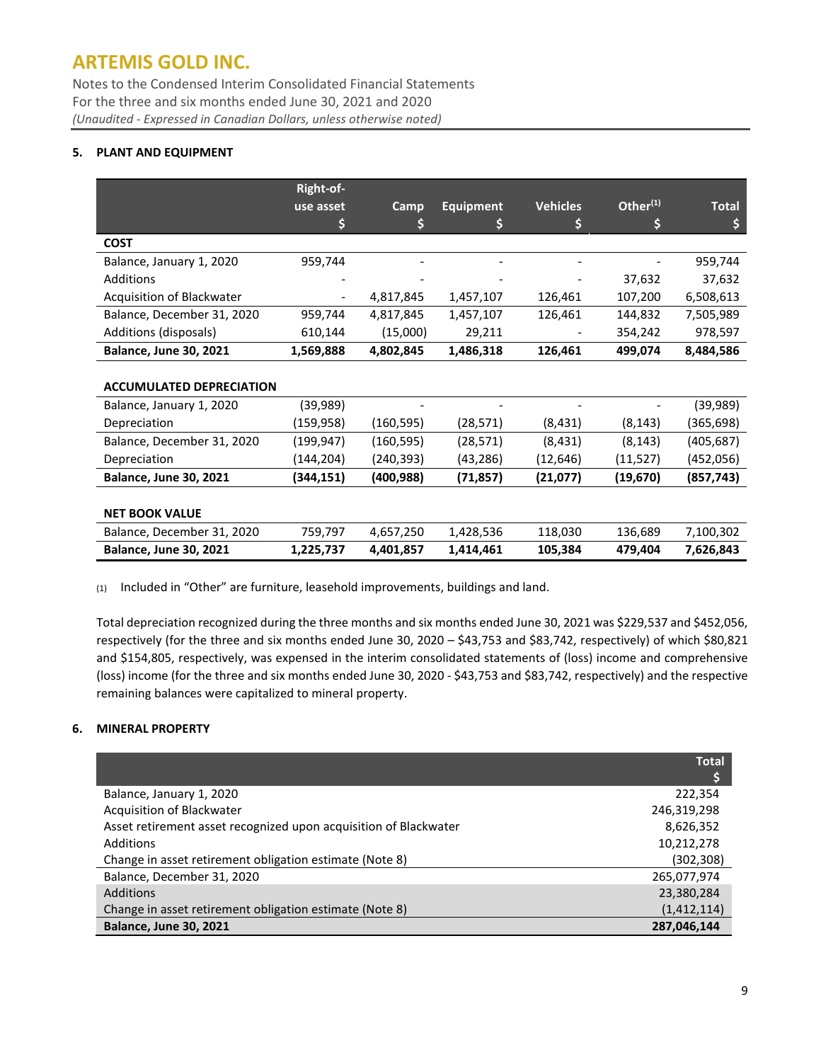### 5. PLANT AND EQUIPMENT

| | Right-of-use asset $ | Camp $ | Equipment $ | Vehicles $ | Other[(1)] $ | Total $ |
|---|---|---|---|---|---|---|
| **COST** | | | | | | |
| Balance, January 1, 2020 | 959,744 | - | - | - | - | 959,744 |
| Additions | - | - | - | - | 37,632 | 37,632 |
| Acquisition of Blackwater | - | 4,817,845 | 1,457,107 | 126,461 | 107,200 | 6,508,613 |
| Balance, December 31, 2020 | 959,744 | 4,817,845 | 1,457,107 | 126,461 | 144,832 | 7,505,989 |
| Additions (disposals) | 610,144 | (15,000) | 29,211 | - | 354,242 | 978,597 |
| **Balance, June 30, 2021** | **1,569,888** | **4,802,845** | **1,486,318** | **126,461** | **499,074** | **8,484,586** |
| | | | | | | |
| **ACCUMULATED DEPRECIATION** | | | | | | |
| Balance, January 1, 2020 | (39,989) | - | - | - | - | (39,989) |
| Depreciation | (159,958) | (160,595) | (28,571) | (8,431) | (8,143) | (365,698) |
| Balance, December 31, 2020 | (199,947) | (160,595) | (28,571) | (8,431) | (8,143) | (405,687) |
| Depreciation | (144,204) | (240,393) | (43,286) | (12,646) | (11,527) | (452,056) |
| **Balance, June 30, 2021** | **(344,151)** | **(400,988)** | **(71,857)** | **(21,077)** | **(19,670)** | **(857,743)** |
| | | | | | | |
| **NET BOOK VALUE** | | | | | | |
| Balance, December 31, 2020 | 759,797 | 4,657,250 | 1,428,536 | 118,030 | 136,689 | 7,100,302 |
| **Balance, June 30, 2021** | **1,225,737** | **4,401,857** | **1,414,461** | **105,384** | **479,404** | **7,626,843** |

(1) Included in "Other" are furniture, leasehold improvements, buildings and land.

Total depreciation recognized during the three months and six months ended June 30, 2021 was $229,537 and $452,056, respectively (for the three and six months ended June 30, 2020 – $43,753 and $83,742, respectively) of which $80,821 and $154,805, respectively, was expensed in the interim consolidated statements of (loss) income and comprehensive (loss) income (for the three and six months ended June 30, 2020 - $43,753 and $83,742, respectively) and the respective remaining balances were capitalized to mineral property.

### 6. MINERAL PROPERTY

| | Total $ |
|---|---|
| Balance, January 1, 2020 | 222,354 |
| Acquisition of Blackwater | 246,319,298 |
| Asset retirement asset recognized upon acquisition of Blackwater | 8,626,352 |
| Additions | 10,212,278 |
| Change in asset retirement obligation estimate (Note 8) | (302,308) |
| Balance, December 31, 2020 | 265,077,974 |
| Additions | 23,380,284 |
| Change in asset retirement obligation estimate (Note 8) | (1,412,114) |
| **Balance, June 30, 2021** | **287,046,144** |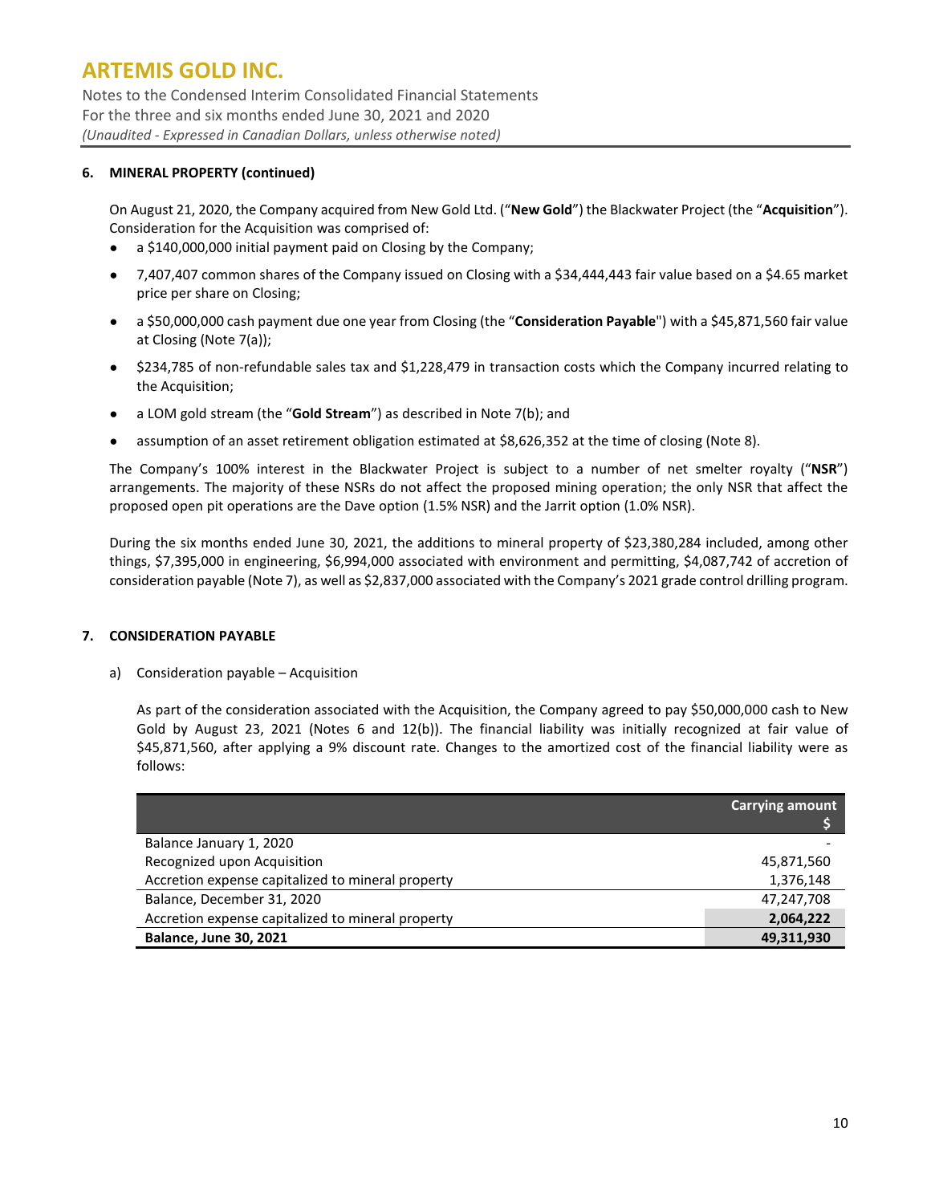### 6. MINERAL PROPERTY (continued)

On August 21, 2020, the Company acquired from New Gold Ltd. ("**New Gold**") the Blackwater Project (the "**Acquisition**"). Consideration for the Acquisition was comprised of:

- a $140,000,000 initial payment paid on Closing by the Company;
- 7,407,407 common shares of the Company issued on Closing with a $34,444,443 fair value based on a $4.65 market price per share on Closing;
- a $50,000,000 cash payment due one year from Closing (the "**Consideration Payable**") with a $45,871,560 fair value at Closing (Note 7(a));
- $234,785 of non-refundable sales tax and $1,228,479 in transaction costs which the Company incurred relating to the Acquisition;
- a LOM gold stream (the "**Gold Stream**") as described in Note 7(b); and
- assumption of an asset retirement obligation estimated at $8,626,352 at the time of closing (Note 8).

The Company's 100% interest in the Blackwater Project is subject to a number of net smelter royalty ("**NSR**") arrangements. The majority of these NSRs do not affect the proposed mining operation; the only NSR that affect the proposed open pit operations are the Dave option (1.5% NSR) and the Jarrit option (1.0% NSR).

During the six months ended June 30, 2021, the additions to mineral property of $23,380,284 included, among other things, $7,395,000 in engineering, $6,994,000 associated with environment and permitting, $4,087,742 of accretion of consideration payable (Note 7), as well as $2,837,000 associated with the Company's 2021 grade control drilling program.

### 7. CONSIDERATION PAYABLE

a) Consideration payable – Acquisition

As part of the consideration associated with the Acquisition, the Company agreed to pay $50,000,000 cash to New Gold by August 23, 2021 (Notes 6 and 12(b)). The financial liability was initially recognized at fair value of $45,871,560, after applying a 9% discount rate. Changes to the amortized cost of the financial liability were as follows:

| | Carrying amount $ |
|---|---|
| Balance January 1, 2020 | - |
| Recognized upon Acquisition | 45,871,560 |
| Accretion expense capitalized to mineral property | 1,376,148 |
| Balance, December 31, 2020 | 47,247,708 |
| Accretion expense capitalized to mineral property | **2,064,222** |
| **Balance, June 30, 2021** | **49,311,930** |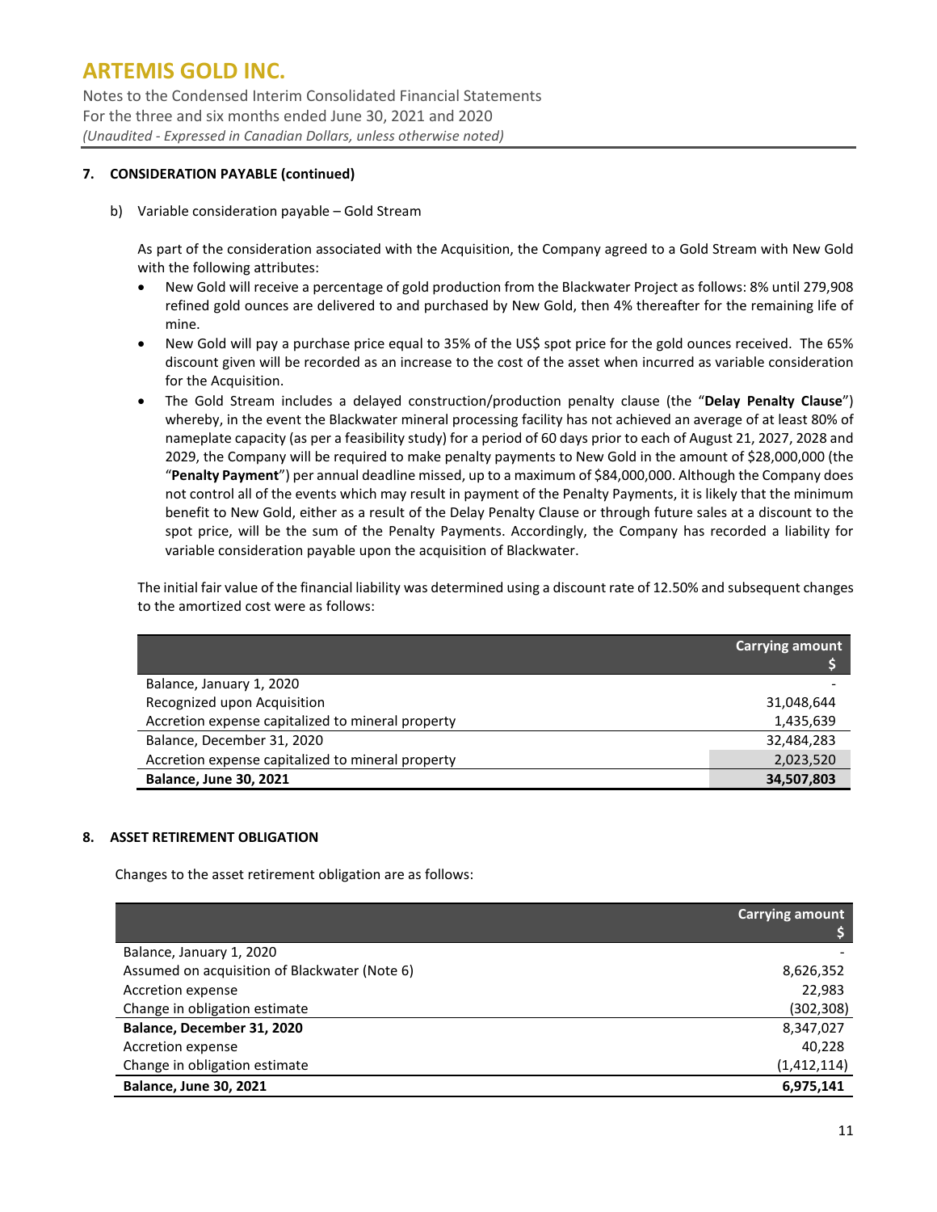## 7. CONSIDERATION PAYABLE (continued)

b) Variable consideration payable – Gold Stream

As part of the consideration associated with the Acquisition, the Company agreed to a Gold Stream with New Gold with the following attributes:

- New Gold will receive a percentage of gold production from the Blackwater Project as follows: 8% until 279,908 refined gold ounces are delivered to and purchased by New Gold, then 4% thereafter for the remaining life of mine.
- New Gold will pay a purchase price equal to 35% of the US$ spot price for the gold ounces received. The 65% discount given will be recorded as an increase to the cost of the asset when incurred as variable consideration for the Acquisition.
- The Gold Stream includes a delayed construction/production penalty clause (the "**Delay Penalty Clause**") whereby, in the event the Blackwater mineral processing facility has not achieved an average of at least 80% of nameplate capacity (as per a feasibility study) for a period of 60 days prior to each of August 21, 2027, 2028 and 2029, the Company will be required to make penalty payments to New Gold in the amount of $28,000,000 (the "**Penalty Payment**") per annual deadline missed, up to a maximum of $84,000,000. Although the Company does not control all of the events which may result in payment of the Penalty Payments, it is likely that the minimum benefit to New Gold, either as a result of the Delay Penalty Clause or through future sales at a discount to the spot price, will be the sum of the Penalty Payments. Accordingly, the Company has recorded a liability for variable consideration payable upon the acquisition of Blackwater.

The initial fair value of the financial liability was determined using a discount rate of 12.50% and subsequent changes to the amortized cost were as follows:

| | Carrying amount $ |
|---|---|
| Balance, January 1, 2020 | - |
| Recognized upon Acquisition | 31,048,644 |
| Accretion expense capitalized to mineral property | 1,435,639 |
| Balance, December 31, 2020 | 32,484,283 |
| Accretion expense capitalized to mineral property | 2,023,520 |
| **Balance, June 30, 2021** | **34,507,803** |

## 8. ASSET RETIREMENT OBLIGATION

Changes to the asset retirement obligation are as follows:

| | Carrying amount $ |
|---|---|
| Balance, January 1, 2020 | - |
| Assumed on acquisition of Blackwater (Note 6) | 8,626,352 |
| Accretion expense | 22,983 |
| Change in obligation estimate | (302,308) |
| **Balance, December 31, 2020** | 8,347,027 |
| Accretion expense | 40,228 |
| Change in obligation estimate | (1,412,114) |
| **Balance, June 30, 2021** | **6,975,141** |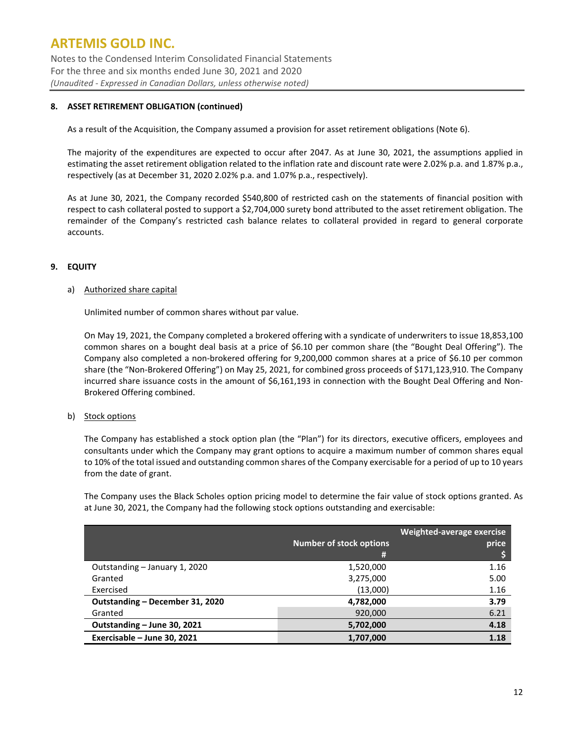### 8. ASSET RETIREMENT OBLIGATION (continued)

As a result of the Acquisition, the Company assumed a provision for asset retirement obligations (Note 6).

The majority of the expenditures are expected to occur after 2047. As at June 30, 2021, the assumptions applied in estimating the asset retirement obligation related to the inflation rate and discount rate were 2.02% p.a. and 1.87% p.a., respectively (as at December 31, 2020 2.02% p.a. and 1.07% p.a., respectively).

As at June 30, 2021, the Company recorded $540,800 of restricted cash on the statements of financial position with respect to cash collateral posted to support a $2,704,000 surety bond attributed to the asset retirement obligation. The remainder of the Company's restricted cash balance relates to collateral provided in regard to general corporate accounts.

### 9. EQUITY

a) Authorized share capital

Unlimited number of common shares without par value.

On May 19, 2021, the Company completed a brokered offering with a syndicate of underwriters to issue 18,853,100 common shares on a bought deal basis at a price of $6.10 per common share (the "Bought Deal Offering"). The Company also completed a non-brokered offering for 9,200,000 common shares at a price of $6.10 per common share (the "Non-Brokered Offering") on May 25, 2021, for combined gross proceeds of $171,123,910. The Company incurred share issuance costs in the amount of $6,161,193 in connection with the Bought Deal Offering and Non-Brokered Offering combined.

b) Stock options

The Company has established a stock option plan (the "Plan") for its directors, executive officers, employees and consultants under which the Company may grant options to acquire a maximum number of common shares equal to 10% of the total issued and outstanding common shares of the Company exercisable for a period of up to 10 years from the date of grant.

The Company uses the Black Scholes option pricing model to determine the fair value of stock options granted. As at June 30, 2021, the Company had the following stock options outstanding and exercisable:

| | Number of stock options # | Weighted-average exercise price $ |
|---|---|---|
| Outstanding – January 1, 2020 | 1,520,000 | 1.16 |
| Granted | 3,275,000 | 5.00 |
| Exercised | (13,000) | 1.16 |
| **Outstanding – December 31, 2020** | **4,782,000** | **3.79** |
| Granted | 920,000 | 6.21 |
| **Outstanding – June 30, 2021** | **5,702,000** | **4.18** |
| **Exercisable – June 30, 2021** | **1,707,000** | **1.18** |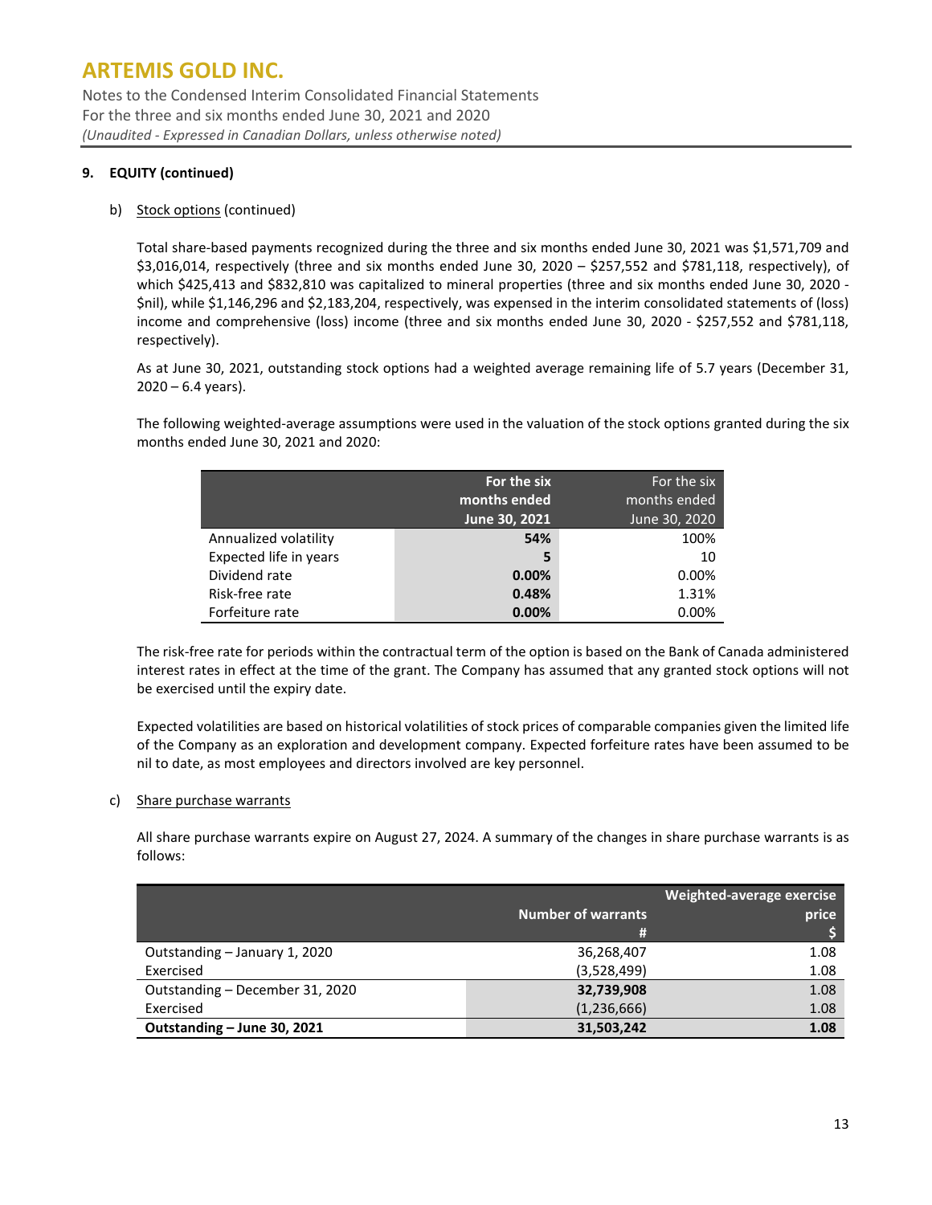## 9. EQUITY (continued)

### b) Stock options (continued)

Total share-based payments recognized during the three and six months ended June 30, 2021 was $1,571,709 and $3,016,014, respectively (three and six months ended June 30, 2020 – $257,552 and $781,118, respectively), of which $425,413 and $832,810 was capitalized to mineral properties (three and six months ended June 30, 2020 - $nil), while $1,146,296 and $2,183,204, respectively, was expensed in the interim consolidated statements of (loss) income and comprehensive (loss) income (three and six months ended June 30, 2020 - $257,552 and $781,118, respectively).

As at June 30, 2021, outstanding stock options had a weighted average remaining life of 5.7 years (December 31, 2020 – 6.4 years).

The following weighted-average assumptions were used in the valuation of the stock options granted during the six months ended June 30, 2021 and 2020:

| | **For the six months ended June 30, 2021** | For the six months ended June 30, 2020 |
|---|---|---|
| Annualized volatility | **54%** | 100% |
| Expected life in years | **5** | 10 |
| Dividend rate | **0.00%** | 0.00% |
| Risk-free rate | **0.48%** | 1.31% |
| Forfeiture rate | **0.00%** | 0.00% |

The risk-free rate for periods within the contractual term of the option is based on the Bank of Canada administered interest rates in effect at the time of the grant. The Company has assumed that any granted stock options will not be exercised until the expiry date.

Expected volatilities are based on historical volatilities of stock prices of comparable companies given the limited life of the Company as an exploration and development company. Expected forfeiture rates have been assumed to be nil to date, as most employees and directors involved are key personnel.

### c) Share purchase warrants

All share purchase warrants expire on August 27, 2024. A summary of the changes in share purchase warrants is as follows:

| | **Number of warrants #** | **Weighted-average exercise price $** |
|---|---|---|
| Outstanding – January 1, 2020 | 36,268,407 | 1.08 |
| Exercised | (3,528,499) | 1.08 |
| Outstanding – December 31, 2020 | **32,739,908** | 1.08 |
| Exercised | (1,236,666) | 1.08 |
| **Outstanding – June 30, 2021** | **31,503,242** | **1.08** |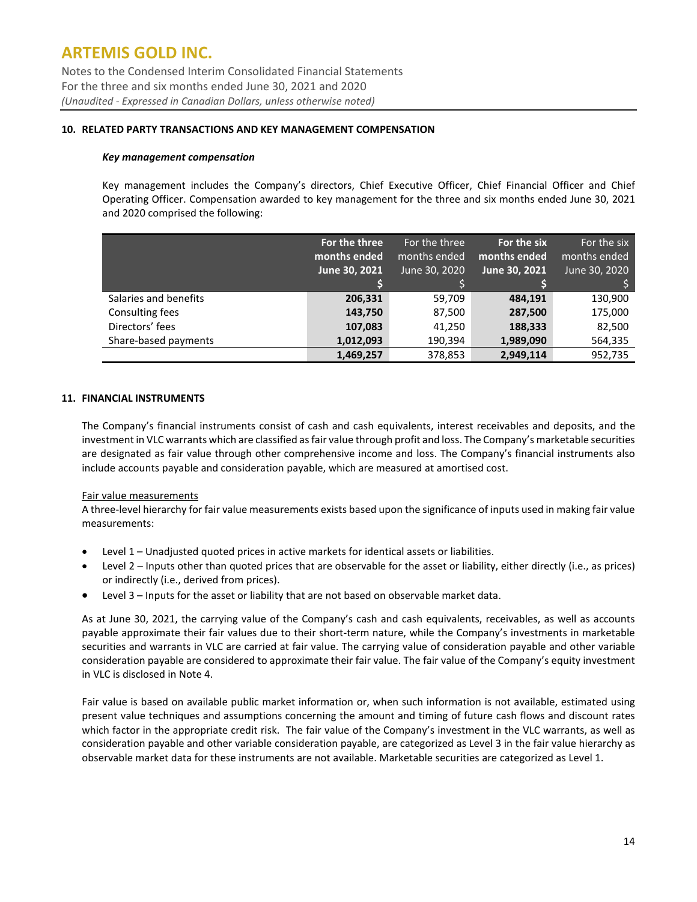## 10. RELATED PARTY TRANSACTIONS AND KEY MANAGEMENT COMPENSATION

### *Key management compensation*

Key management includes the Company's directors, Chief Executive Officer, Chief Financial Officer and Chief Operating Officer. Compensation awarded to key management for the three and six months ended June 30, 2021 and 2020 comprised the following:

| | **For the three months ended June 30, 2021 $** | For the three months ended June 30, 2020 $ | **For the six months ended June 30, 2021 $** | For the six months ended June 30, 2020 $ |
|---|---|---|---|---|
| Salaries and benefits | **206,331** | 59,709 | **484,191** | 130,900 |
| Consulting fees | **143,750** | 87,500 | **287,500** | 175,000 |
| Directors' fees | **107,083** | 41,250 | **188,333** | 82,500 |
| Share-based payments | **1,012,093** | 190,394 | **1,989,090** | 564,335 |
| | **1,469,257** | 378,853 | **2,949,114** | 952,735 |

## 11. FINANCIAL INSTRUMENTS

The Company's financial instruments consist of cash and cash equivalents, interest receivables and deposits, and the investment in VLC warrants which are classified as fair value through profit and loss. The Company's marketable securities are designated as fair value through other comprehensive income and loss. The Company's financial instruments also include accounts payable and consideration payable, which are measured at amortised cost.

Fair value measurements

A three-level hierarchy for fair value measurements exists based upon the significance of inputs used in making fair value measurements:

- Level 1 – Unadjusted quoted prices in active markets for identical assets or liabilities.
- Level 2 – Inputs other than quoted prices that are observable for the asset or liability, either directly (i.e., as prices) or indirectly (i.e., derived from prices).
- Level 3 – Inputs for the asset or liability that are not based on observable market data.

As at June 30, 2021, the carrying value of the Company's cash and cash equivalents, receivables, as well as accounts payable approximate their fair values due to their short-term nature, while the Company's investments in marketable securities and warrants in VLC are carried at fair value. The carrying value of consideration payable and other variable consideration payable are considered to approximate their fair value. The fair value of the Company's equity investment in VLC is disclosed in Note 4.

Fair value is based on available public market information or, when such information is not available, estimated using present value techniques and assumptions concerning the amount and timing of future cash flows and discount rates which factor in the appropriate credit risk. The fair value of the Company's investment in the VLC warrants, as well as consideration payable and other variable consideration payable, are categorized as Level 3 in the fair value hierarchy as observable market data for these instruments are not available. Marketable securities are categorized as Level 1.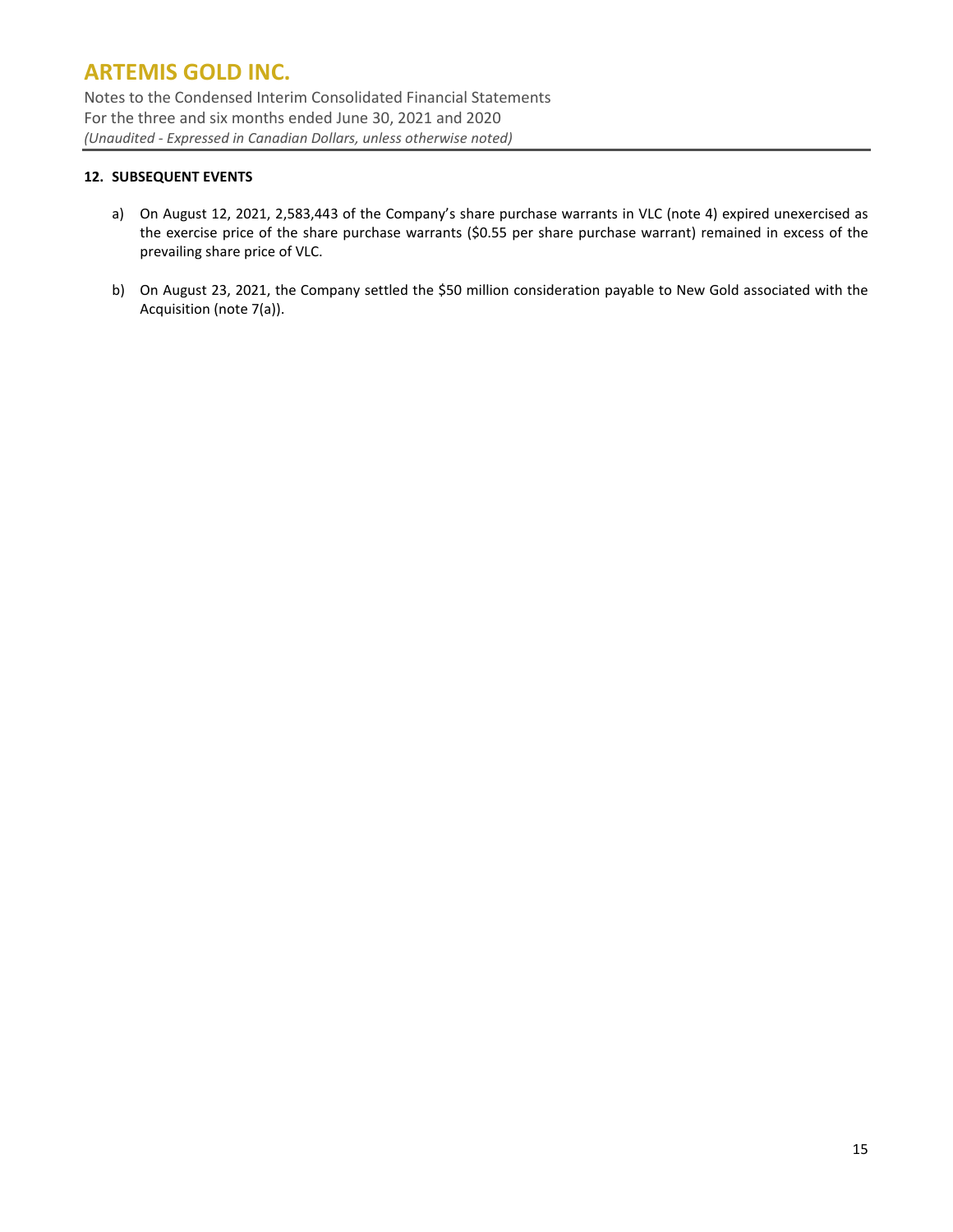## 12. SUBSEQUENT EVENTS

a) On August 12, 2021, 2,583,443 of the Company's share purchase warrants in VLC (note 4) expired unexercised as the exercise price of the share purchase warrants ($0.55 per share purchase warrant) remained in excess of the prevailing share price of VLC.

b) On August 23, 2021, the Company settled the $50 million consideration payable to New Gold associated with the Acquisition (note 7(a)).